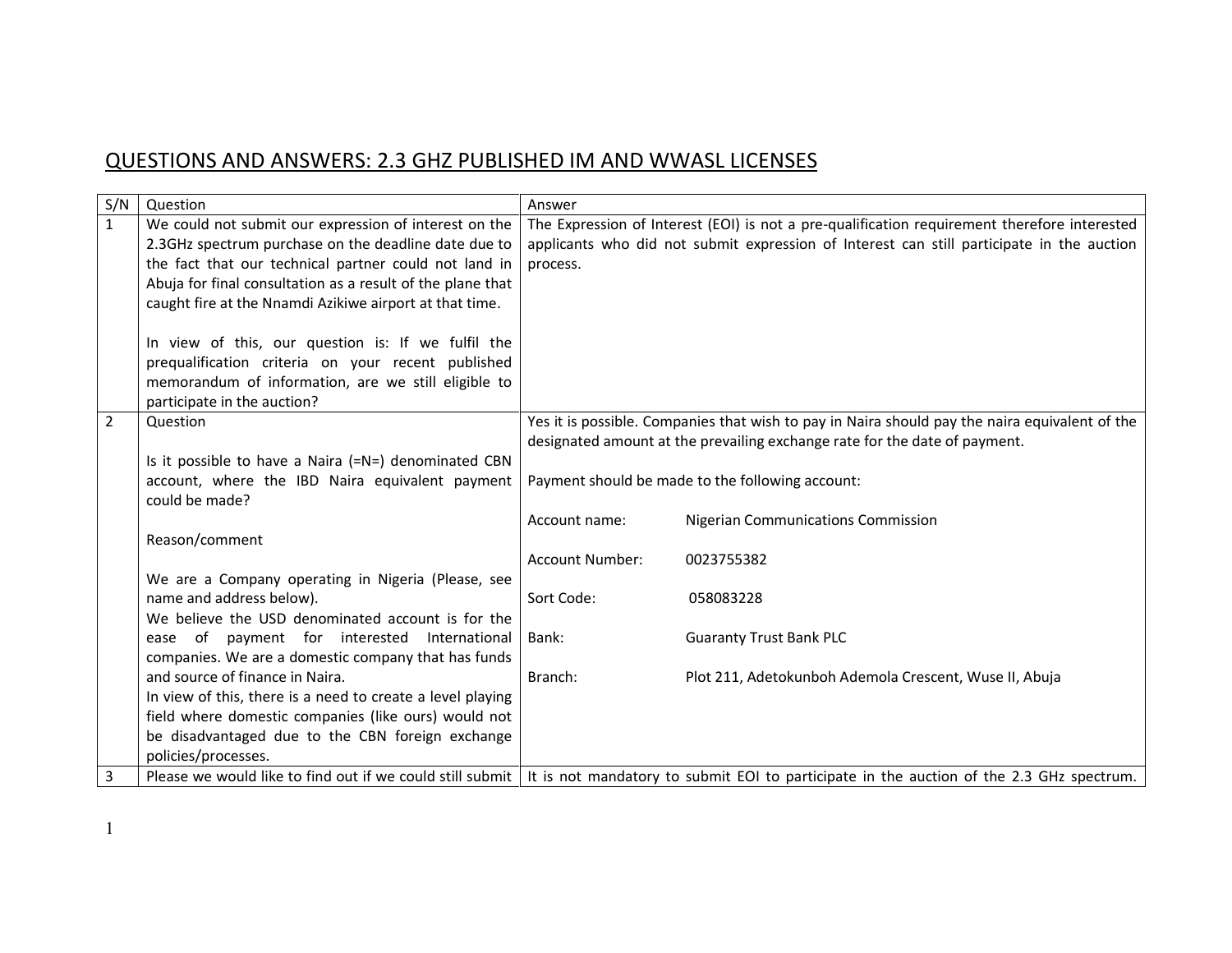# QUESTIONS AND ANSWERS: 2.3 GHZ PUBLISHED IM AND WWASL LICENSES

| S/N | Question | Answer |
|---|---|---|
| 1 | We could not submit our expression of interest on the 2.3GHz spectrum purchase on the deadline date due to the fact that our technical partner could not land in Abuja for final consultation as a result of the plane that caught fire at the Nnamdi Azikiwe airport at that time.<br><br>In view of this, our question is: If we fulfil the prequalification criteria on your recent published memorandum of information, are we still eligible to participate in the auction? | The Expression of Interest (EOI) is not a pre-qualification requirement therefore interested applicants who did not submit expression of Interest can still participate in the auction process. |
| 2 | Question<br><br>Is it possible to have a Naira (=N=) denominated CBN account, where the IBD Naira equivalent payment could be made?<br><br>Reason/comment<br><br>We are a Company operating in Nigeria (Please, see name and address below).<br>We believe the USD denominated account is for the ease of payment for interested International companies. We are a domestic company that has funds and source of finance in Naira.<br>In view of this, there is a need to create a level playing field where domestic companies (like ours) would not be disadvantaged due to the CBN foreign exchange policies/processes. | Yes it is possible. Companies that wish to pay in Naira should pay the naira equivalent of the designated amount at the prevailing exchange rate for the date of payment.<br><br>Payment should be made to the following account:<br><br>Account name: Nigerian Communications Commission<br><br>Account Number: 0023755382<br><br>Sort Code: 058083228<br><br>Bank: Guaranty Trust Bank PLC<br><br>Branch: Plot 211, Adetokunboh Ademola Crescent, Wuse II, Abuja |
| 3 | Please we would like to find out if we could still submit | It is not mandatory to submit EOI to participate in the auction of the 2.3 GHz spectrum. |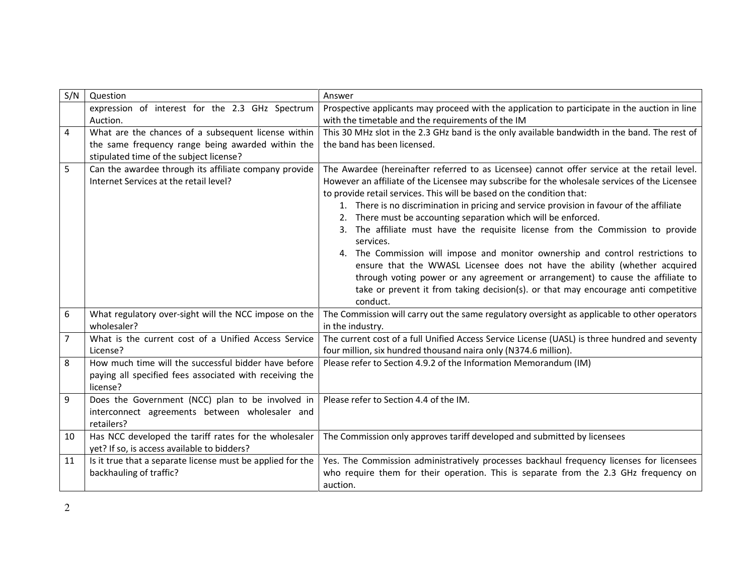| S/N | Question | Answer |
|---|---|---|
| | expression of interest for the 2.3 GHz Spectrum Auction. | Prospective applicants may proceed with the application to participate in the auction in line with the timetable and the requirements of the IM |
| 4 | What are the chances of a subsequent license within the same frequency range being awarded within the stipulated time of the subject license? | This 30 MHz slot in the 2.3 GHz band is the only available bandwidth in the band. The rest of the band has been licensed. |
| 5 | Can the awardee through its affiliate company provide Internet Services at the retail level? | The Awardee (hereinafter referred to as Licensee) cannot offer service at the retail level. However an affiliate of the Licensee may subscribe for the wholesale services of the Licensee to provide retail services. This will be based on the condition that: 1. There is no discrimination in pricing and service provision in favour of the affiliate 2. There must be accounting separation which will be enforced. 3. The affiliate must have the requisite license from the Commission to provide services. 4. The Commission will impose and monitor ownership and control restrictions to ensure that the WWASL Licensee does not have the ability (whether acquired through voting power or any agreement or arrangement) to cause the affiliate to take or prevent it from taking decision(s). or that may encourage anti competitive conduct. |
| 6 | What regulatory over-sight will the NCC impose on the wholesaler? | The Commission will carry out the same regulatory oversight as applicable to other operators in the industry. |
| 7 | What is the current cost of a Unified Access Service License? | The current cost of a full Unified Access Service License (UASL) is three hundred and seventy four million, six hundred thousand naira only (N374.6 million). |
| 8 | How much time will the successful bidder have before paying all specified fees associated with receiving the license? | Please refer to Section 4.9.2 of the Information Memorandum (IM) |
| 9 | Does the Government (NCC) plan to be involved in interconnect agreements between wholesaler and retailers? | Please refer to Section 4.4 of the IM. |
| 10 | Has NCC developed the tariff rates for the wholesaler yet? If so, is access available to bidders? | The Commission only approves tariff developed and submitted by licensees |
| 11 | Is it true that a separate license must be applied for the backhauling of traffic? | Yes. The Commission administratively processes backhaul frequency licenses for licensees who require them for their operation. This is separate from the 2.3 GHz frequency on auction. |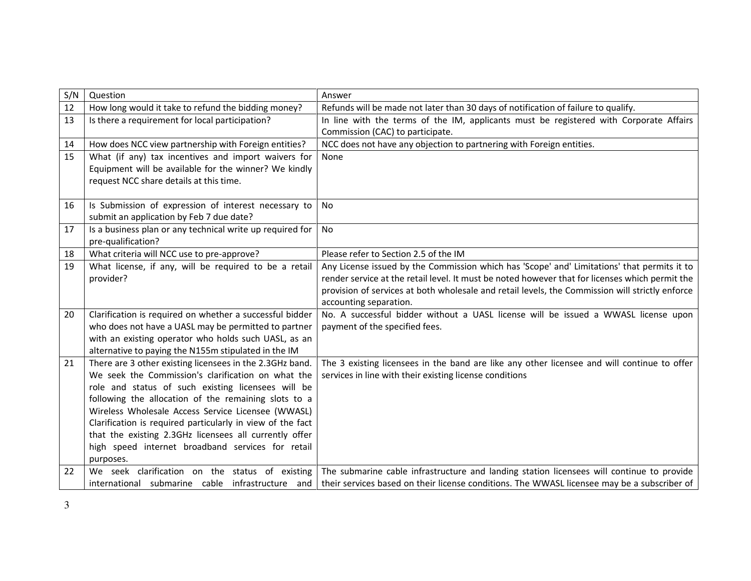| S/N | Question | Answer |
| --- | --- | --- |
| 12 | How long would it take to refund the bidding money? | Refunds will be made not later than 30 days of notification of failure to qualify. |
| 13 | Is there a requirement for local participation? | In line with the terms of the IM, applicants must be registered with Corporate Affairs Commission (CAC) to participate. |
| 14 | How does NCC view partnership with Foreign entities? | NCC does not have any objection to partnering with Foreign entities. |
| 15 | What (if any) tax incentives and import waivers for Equipment will be available for the winner? We kindly request NCC share details at this time. | None |
| 16 | Is Submission of expression of interest necessary to submit an application by Feb 7 due date? | No |
| 17 | Is a business plan or any technical write up required for pre-qualification? | No |
| 18 | What criteria will NCC use to pre-approve? | Please refer to Section 2.5 of the IM |
| 19 | What license, if any, will be required to be a retail provider? | Any License issued by the Commission which has 'Scope' and' Limitations' that permits it to render service at the retail level. It must be noted however that for licenses which permit the provision of services at both wholesale and retail levels, the Commission will strictly enforce accounting separation. |
| 20 | Clarification is required on whether a successful bidder who does not have a UASL may be permitted to partner with an existing operator who holds such UASL, as an alternative to paying the N155m stipulated in the IM | No. A successful bidder without a UASL license will be issued a WWASL license upon payment of the specified fees. |
| 21 | There are 3 other existing licensees in the 2.3GHz band. We seek the Commission's clarification on what the role and status of such existing licensees will be following the allocation of the remaining slots to a Wireless Wholesale Access Service Licensee (WWASL) Clarification is required particularly in view of the fact that the existing 2.3GHz licensees all currently offer high speed internet broadband services for retail purposes. | The 3 existing licensees in the band are like any other licensee and will continue to offer services in line with their existing license conditions |
| 22 | We seek clarification on the status of existing international submarine cable infrastructure and | The submarine cable infrastructure and landing station licensees will continue to provide their services based on their license conditions. The WWASL licensee may be a subscriber of |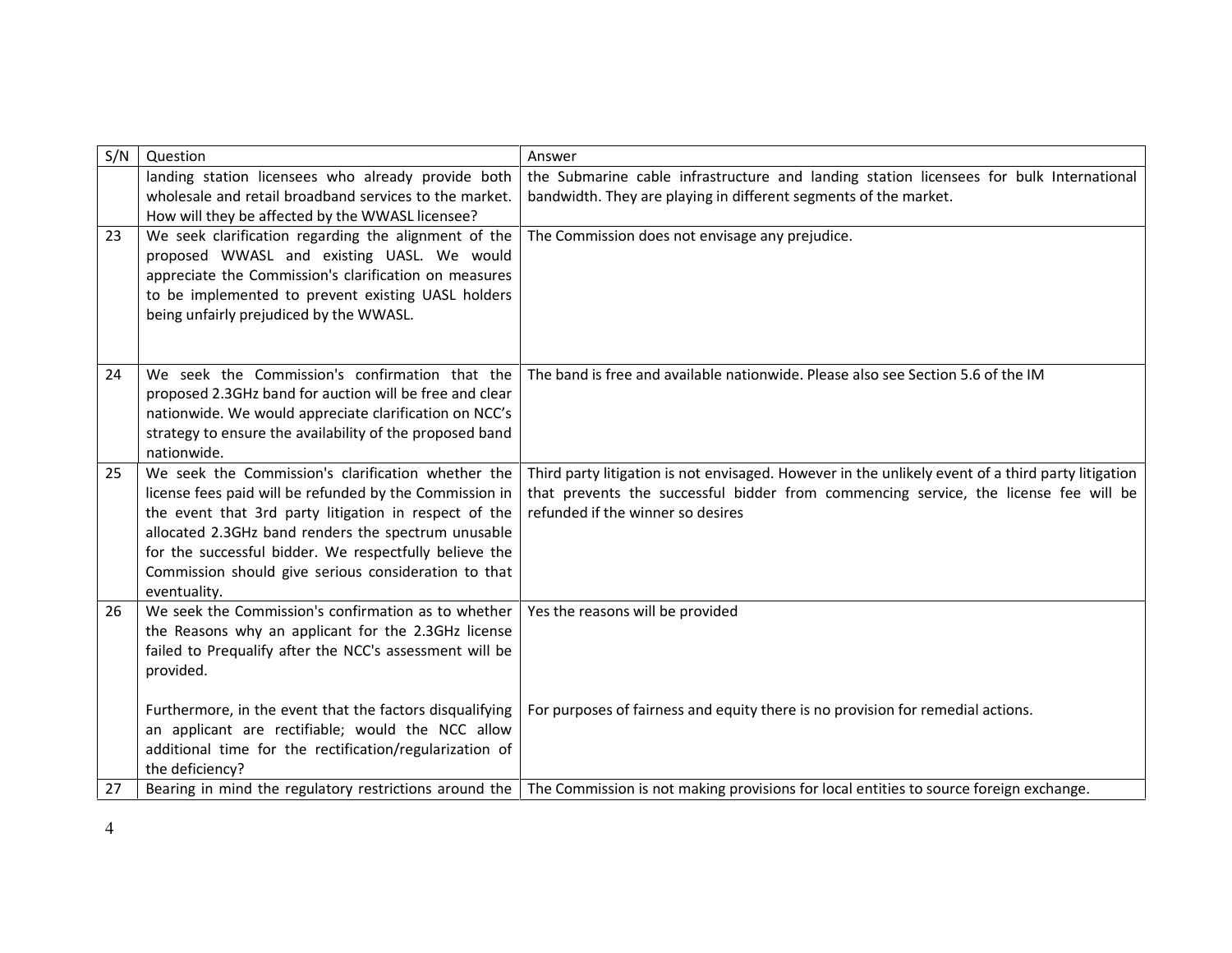| S/N | Question | Answer |
| --- | --- | --- |
| | landing station licensees who already provide both wholesale and retail broadband services to the market. How will they be affected by the WWASL licensee? | the Submarine cable infrastructure and landing station licensees for bulk International bandwidth. They are playing in different segments of the market. |
| 23 | We seek clarification regarding the alignment of the proposed WWASL and existing UASL. We would appreciate the Commission's clarification on measures to be implemented to prevent existing UASL holders being unfairly prejudiced by the WWASL. | The Commission does not envisage any prejudice. |
| 24 | We seek the Commission's confirmation that the proposed 2.3GHz band for auction will be free and clear nationwide. We would appreciate clarification on NCC's strategy to ensure the availability of the proposed band nationwide. | The band is free and available nationwide. Please also see Section 5.6 of the IM |
| 25 | We seek the Commission's clarification whether the license fees paid will be refunded by the Commission in the event that 3rd party litigation in respect of the allocated 2.3GHz band renders the spectrum unusable for the successful bidder. We respectfully believe the Commission should give serious consideration to that eventuality. | Third party litigation is not envisaged. However in the unlikely event of a third party litigation that prevents the successful bidder from commencing service, the license fee will be refunded if the winner so desires |
| 26 | We seek the Commission's confirmation as to whether the Reasons why an applicant for the 2.3GHz license failed to Prequalify after the NCC's assessment will be provided.<br><br>Furthermore, in the event that the factors disqualifying an applicant are rectifiable; would the NCC allow additional time for the rectification/regularization of the deficiency? | Yes the reasons will be provided<br><br>For purposes of fairness and equity there is no provision for remedial actions. |
| 27 | Bearing in mind the regulatory restrictions around the | The Commission is not making provisions for local entities to source foreign exchange. |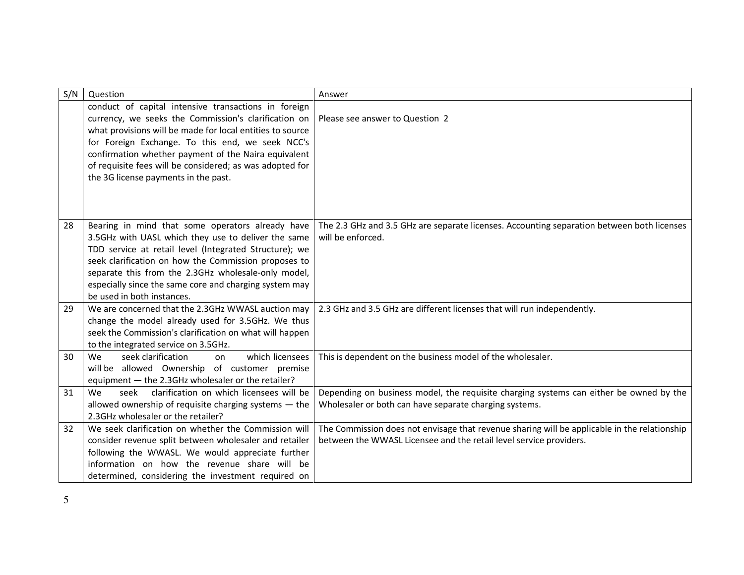| S/N | Question | Answer |
| --- | --- | --- |
| | conduct of capital intensive transactions in foreign currency, we seeks the Commission's clarification on what provisions will be made for local entities to source for Foreign Exchange. To this end, we seek NCC's confirmation whether payment of the Naira equivalent of requisite fees will be considered; as was adopted for the 3G license payments in the past. | Please see answer to Question 2 |
| 28 | Bearing in mind that some operators already have 3.5GHz with UASL which they use to deliver the same TDD service at retail level (Integrated Structure); we seek clarification on how the Commission proposes to separate this from the 2.3GHz wholesale-only model, especially since the same core and charging system may be used in both instances. | The 2.3 GHz and 3.5 GHz are separate licenses. Accounting separation between both licenses will be enforced. |
| 29 | We are concerned that the 2.3GHz WWASL auction may change the model already used for 3.5GHz. We thus seek the Commission's clarification on what will happen to the integrated service on 3.5GHz. | 2.3 GHz and 3.5 GHz are different licenses that will run independently. |
| 30 | We seek clarification on which licensees will be allowed Ownership of customer premise equipment — the 2.3GHz wholesaler or the retailer? | This is dependent on the business model of the wholesaler. |
| 31 | We seek clarification on which licensees will be allowed ownership of requisite charging systems — the 2.3GHz wholesaler or the retailer? | Depending on business model, the requisite charging systems can either be owned by the Wholesaler or both can have separate charging systems. |
| 32 | We seek clarification on whether the Commission will consider revenue split between wholesaler and retailer following the WWASL. We would appreciate further information on how the revenue share will be determined, considering the investment required on | The Commission does not envisage that revenue sharing will be applicable in the relationship between the WWASL Licensee and the retail level service providers. |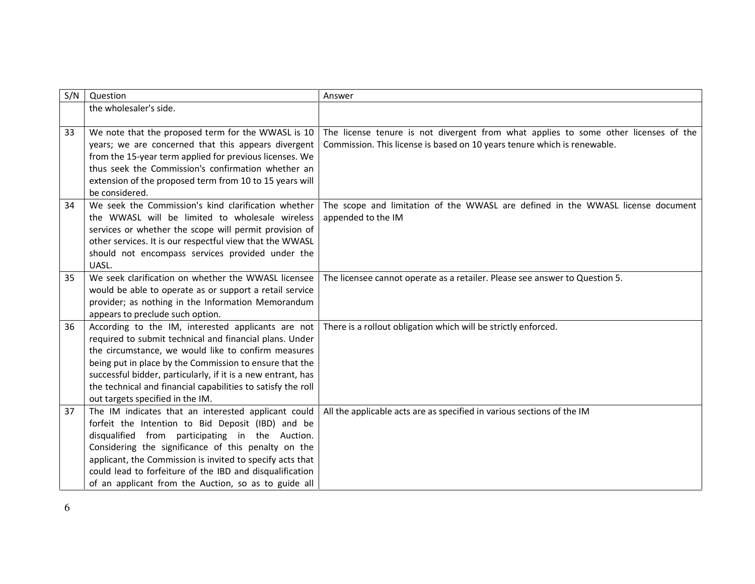| S/N | Question | Answer |
|---|---|---|
| | the wholesaler's side. | |
| 33 | We note that the proposed term for the WWASL is 10 years; we are concerned that this appears divergent from the 15-year term applied for previous licenses. We thus seek the Commission's confirmation whether an extension of the proposed term from 10 to 15 years will be considered. | The license tenure is not divergent from what applies to some other licenses of the Commission. This license is based on 10 years tenure which is renewable. |
| 34 | We seek the Commission's kind clarification whether the WWASL will be limited to wholesale wireless services or whether the scope will permit provision of other services. It is our respectful view that the WWASL should not encompass services provided under the UASL. | The scope and limitation of the WWASL are defined in the WWASL license document appended to the IM |
| 35 | We seek clarification on whether the WWASL licensee would be able to operate as or support a retail service provider; as nothing in the Information Memorandum appears to preclude such option. | The licensee cannot operate as a retailer. Please see answer to Question 5. |
| 36 | According to the IM, interested applicants are not required to submit technical and financial plans. Under the circumstance, we would like to confirm measures being put in place by the Commission to ensure that the successful bidder, particularly, if it is a new entrant, has the technical and financial capabilities to satisfy the roll out targets specified in the IM. | There is a rollout obligation which will be strictly enforced. |
| 37 | The IM indicates that an interested applicant could forfeit the Intention to Bid Deposit (IBD) and be disqualified from participating in the Auction. Considering the significance of this penalty on the applicant, the Commission is invited to specify acts that could lead to forfeiture of the IBD and disqualification of an applicant from the Auction, so as to guide all | All the applicable acts are as specified in various sections of the IM |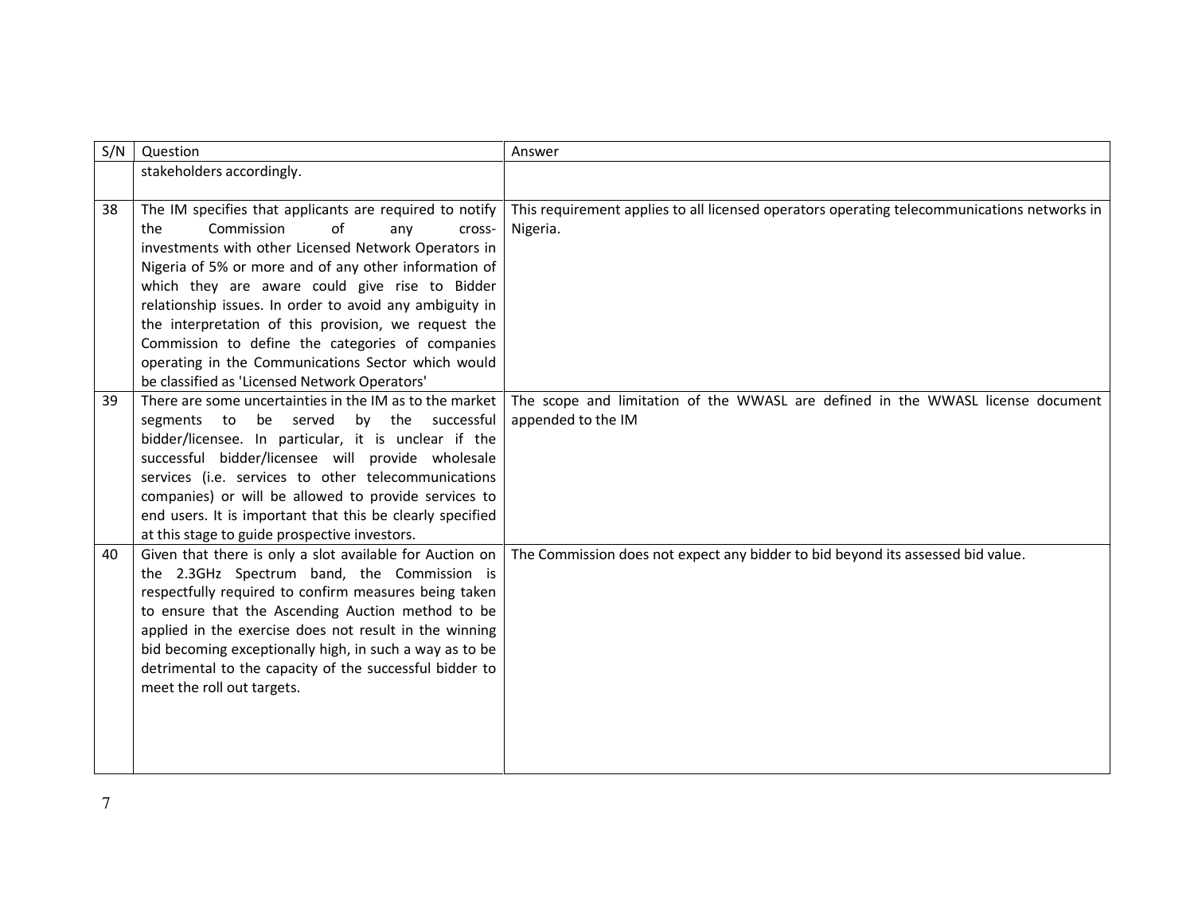| S/N | Question | Answer |
|---|---|---|
| | stakeholders accordingly. | |
| 38 | The IM specifies that applicants are required to notify the Commission of any cross-investments with other Licensed Network Operators in Nigeria of 5% or more and of any other information of which they are aware could give rise to Bidder relationship issues. In order to avoid any ambiguity in the interpretation of this provision, we request the Commission to define the categories of companies operating in the Communications Sector which would be classified as 'Licensed Network Operators' | This requirement applies to all licensed operators operating telecommunications networks in Nigeria. |
| 39 | There are some uncertainties in the IM as to the market segments to be served by the successful bidder/licensee. In particular, it is unclear if the successful bidder/licensee will provide wholesale services (i.e. services to other telecommunications companies) or will be allowed to provide services to end users. It is important that this be clearly specified at this stage to guide prospective investors. | The scope and limitation of the WWASL are defined in the WWASL license document appended to the IM |
| 40 | Given that there is only a slot available for Auction on the 2.3GHz Spectrum band, the Commission is respectfully required to confirm measures being taken to ensure that the Ascending Auction method to be applied in the exercise does not result in the winning bid becoming exceptionally high, in such a way as to be detrimental to the capacity of the successful bidder to meet the roll out targets. | The Commission does not expect any bidder to bid beyond its assessed bid value. |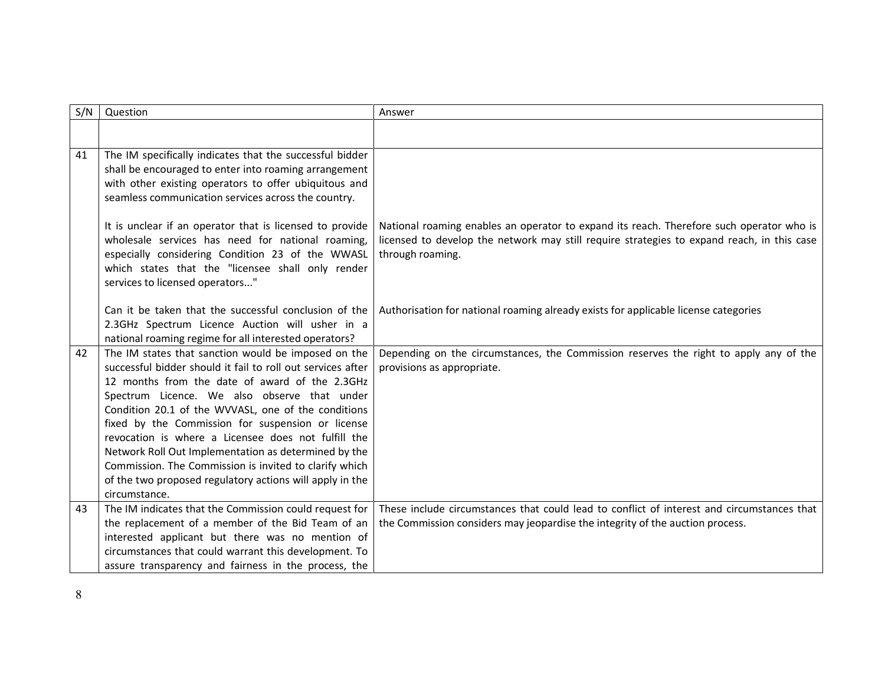| S/N | Question | Answer |
| --- | --- | --- |
| | | |
| 41 | The IM specifically indicates that the successful bidder shall be encouraged to enter into roaming arrangement with other existing operators to offer ubiquitous and seamless communication services across the country.<br><br>It is unclear if an operator that is licensed to provide wholesale services has need for national roaming, especially considering Condition 23 of the WWASL which states that the "licensee shall only render services to licensed operators..."<br><br>Can it be taken that the successful conclusion of the 2.3GHz Spectrum Licence Auction will usher in a national roaming regime for all interested operators? | National roaming enables an operator to expand its reach. Therefore such operator who is licensed to develop the network may still require strategies to expand reach, in this case through roaming.<br><br>Authorisation for national roaming already exists for applicable license categories |
| 42 | The IM states that sanction would be imposed on the successful bidder should it fail to roll out services after 12 months from the date of award of the 2.3GHz Spectrum Licence. We also observe that under Condition 20.1 of the WVVASL, one of the conditions fixed by the Commission for suspension or license revocation is where a Licensee does not fulfill the Network Roll Out Implementation as determined by the Commission. The Commission is invited to clarify which of the two proposed regulatory actions will apply in the circumstance. | Depending on the circumstances, the Commission reserves the right to apply any of the provisions as appropriate. |
| 43 | The IM indicates that the Commission could request for the replacement of a member of the Bid Team of an interested applicant but there was no mention of circumstances that could warrant this development. To assure transparency and fairness in the process, the | These include circumstances that could lead to conflict of interest and circumstances that the Commission considers may jeopardise the integrity of the auction process. |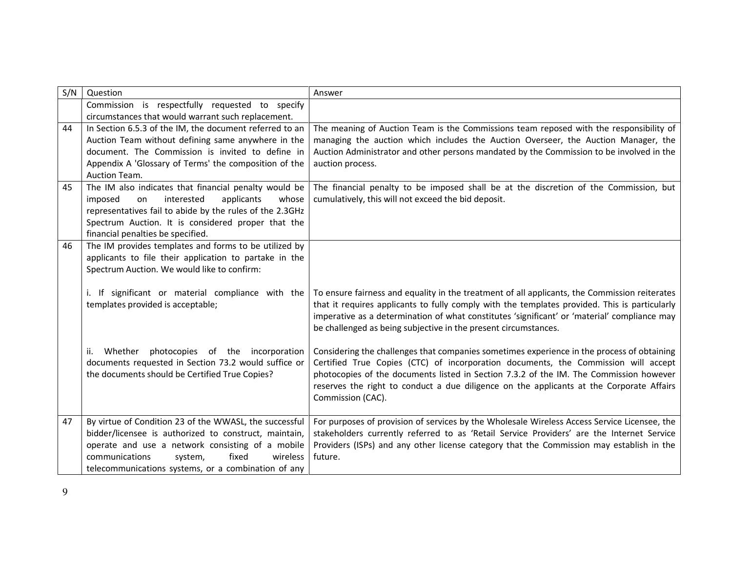| S/N | Question | Answer |
|---|---|---|
| | Commission is respectfully requested to specify circumstances that would warrant such replacement. | |
| 44 | In Section 6.5.3 of the IM, the document referred to an Auction Team without defining same anywhere in the document. The Commission is invited to define in Appendix A 'Glossary of Terms' the composition of the Auction Team. | The meaning of Auction Team is the Commissions team reposed with the responsibility of managing the auction which includes the Auction Overseer, the Auction Manager, the Auction Administrator and other persons mandated by the Commission to be involved in the auction process. |
| 45 | The IM also indicates that financial penalty would be imposed on interested applicants whose representatives fail to abide by the rules of the 2.3GHz Spectrum Auction. It is considered proper that the financial penalties be specified. | The financial penalty to be imposed shall be at the discretion of the Commission, but cumulatively, this will not exceed the bid deposit. |
| 46 | The IM provides templates and forms to be utilized by applicants to file their application to partake in the Spectrum Auction. We would like to confirm: | |
| | i. If significant or material compliance with the templates provided is acceptable; | To ensure fairness and equality in the treatment of all applicants, the Commission reiterates that it requires applicants to fully comply with the templates provided. This is particularly imperative as a determination of what constitutes 'significant' or 'material' compliance may be challenged as being subjective in the present circumstances. |
| | ii. Whether photocopies of the incorporation documents requested in Section 73.2 would suffice or the documents should be Certified True Copies? | Considering the challenges that companies sometimes experience in the process of obtaining Certified True Copies (CTC) of incorporation documents, the Commission will accept photocopies of the documents listed in Section 7.3.2 of the IM. The Commission however reserves the right to conduct a due diligence on the applicants at the Corporate Affairs Commission (CAC). |
| 47 | By virtue of Condition 23 of the WWASL, the successful bidder/licensee is authorized to construct, maintain, operate and use a network consisting of a mobile communications system, fixed wireless telecommunications systems, or a combination of any | For purposes of provision of services by the Wholesale Wireless Access Service Licensee, the stakeholders currently referred to as 'Retail Service Providers' are the Internet Service Providers (ISPs) and any other license category that the Commission may establish in the future. |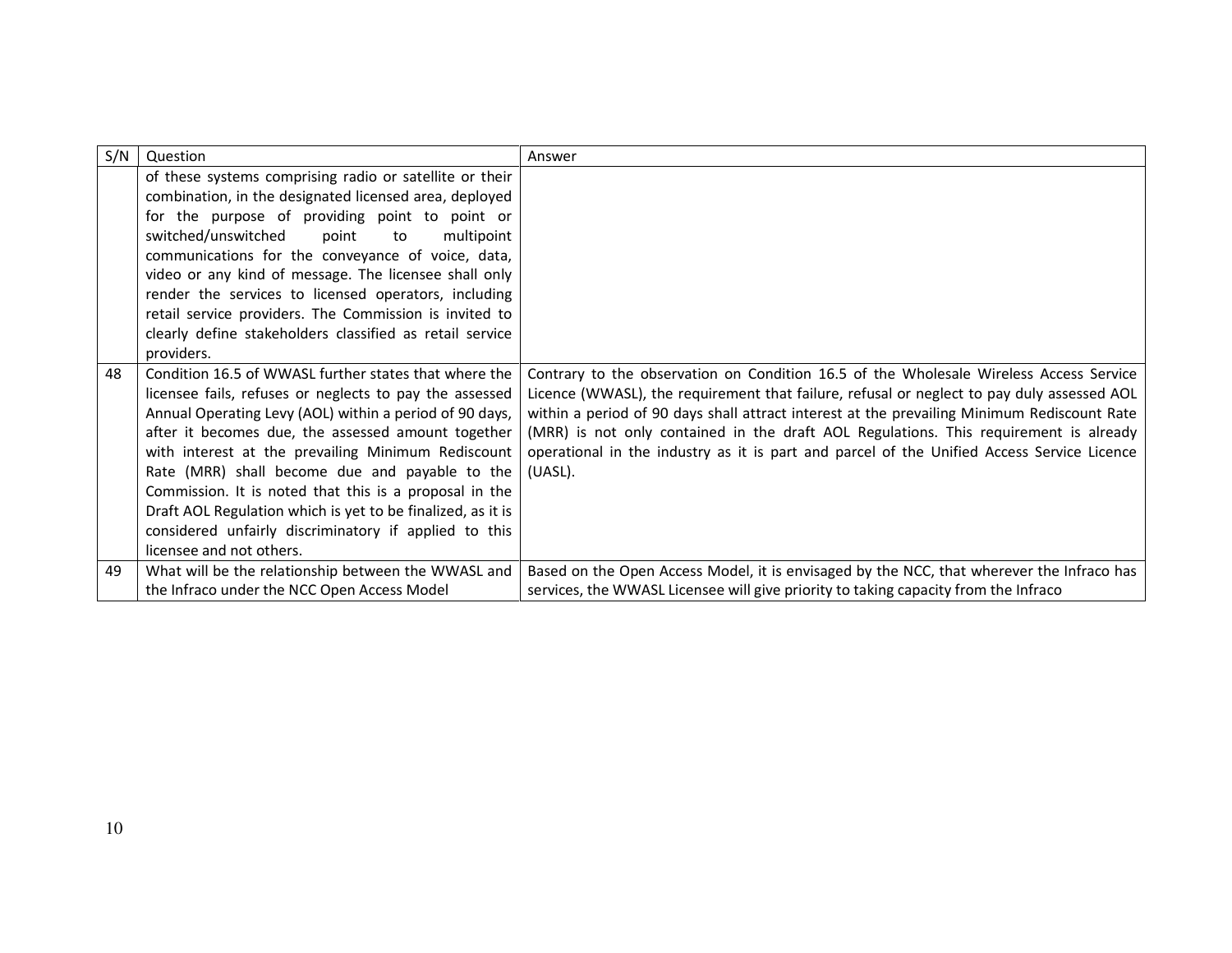| S/N | Question | Answer |
|---|---|---|
| | of these systems comprising radio or satellite or their combination, in the designated licensed area, deployed for the purpose of providing point to point or switched/unswitched point to multipoint communications for the conveyance of voice, data, video or any kind of message. The licensee shall only render the services to licensed operators, including retail service providers. The Commission is invited to clearly define stakeholders classified as retail service providers. | |
| 48 | Condition 16.5 of WWASL further states that where the licensee fails, refuses or neglects to pay the assessed Annual Operating Levy (AOL) within a period of 90 days, after it becomes due, the assessed amount together with interest at the prevailing Minimum Rediscount Rate (MRR) shall become due and payable to the Commission. It is noted that this is a proposal in the Draft AOL Regulation which is yet to be finalized, as it is considered unfairly discriminatory if applied to this licensee and not others. | Contrary to the observation on Condition 16.5 of the Wholesale Wireless Access Service Licence (WWASL), the requirement that failure, refusal or neglect to pay duly assessed AOL within a period of 90 days shall attract interest at the prevailing Minimum Rediscount Rate (MRR) is not only contained in the draft AOL Regulations. This requirement is already operational in the industry as it is part and parcel of the Unified Access Service Licence (UASL). |
| 49 | What will be the relationship between the WWASL and the Infraco under the NCC Open Access Model | Based on the Open Access Model, it is envisaged by the NCC, that wherever the Infraco has services, the WWASL Licensee will give priority to taking capacity from the Infraco |